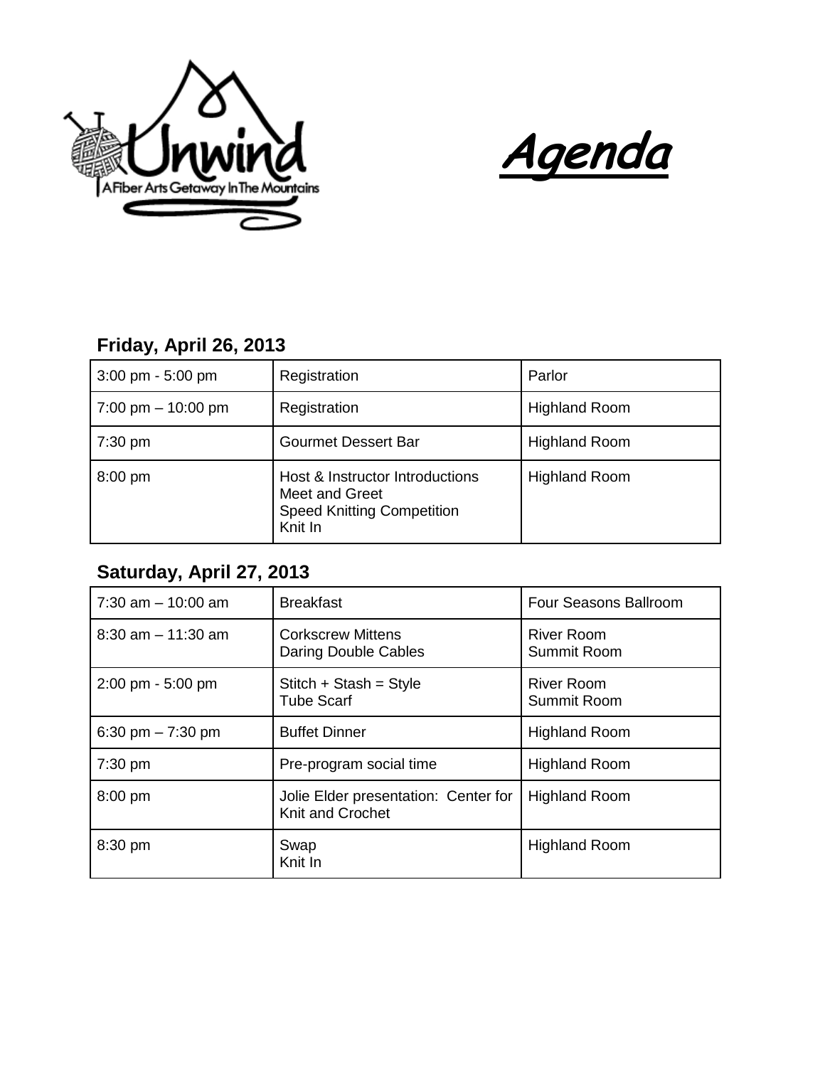Unwind

A Fiber Arts Getaway In The Mountains

# *Agenda*

### Friday, April 26, 2013

| | | |
|---|---|---|
| 3:00 pm - 5:00 pm | Registration | Parlor |
| 7:00 pm – 10:00 pm | Registration | Highland Room |
| 7:30 pm | Gourmet Dessert Bar | Highland Room |
| 8:00 pm | Host & Instructor Introductions<br>Meet and Greet<br>Speed Knitting Competition<br>Knit In | Highland Room |

### Saturday, April 27, 2013

| | | |
|---|---|---|
| 7:30 am – 10:00 am | Breakfast | Four Seasons Ballroom |
| 8:30 am – 11:30 am | Corkscrew Mittens<br>Daring Double Cables | River Room<br>Summit Room |
| 2:00 pm - 5:00 pm | Stitch + Stash = Style<br>Tube Scarf | River Room<br>Summit Room |
| 6:30 pm – 7:30 pm | Buffet Dinner | Highland Room |
| 7:30 pm | Pre-program social time | Highland Room |
| 8:00 pm | Jolie Elder presentation: Center for Knit and Crochet | Highland Room |
| 8:30 pm | Swap<br>Knit In | Highland Room |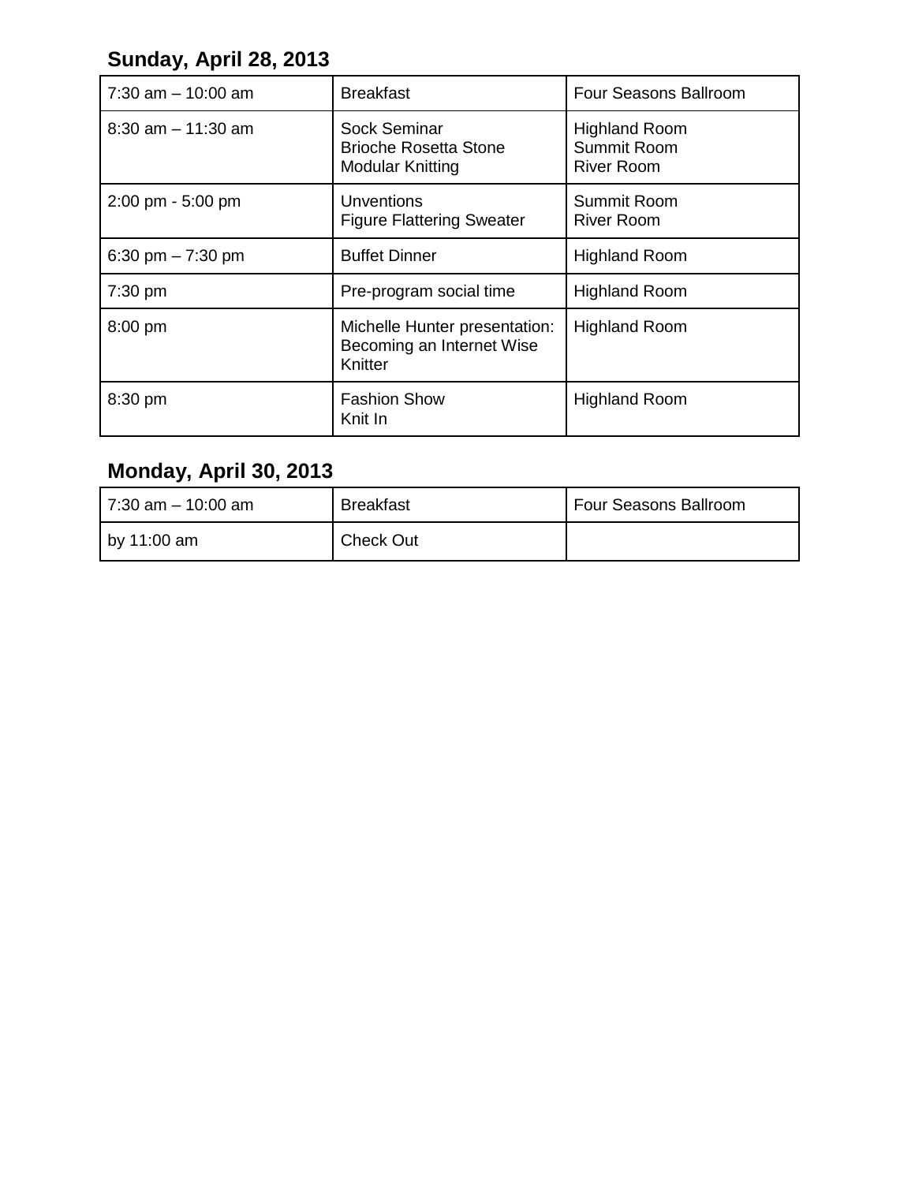## Sunday, April 28, 2013

| | | |
|---|---|---|
| 7:30 am – 10:00 am | Breakfast | Four Seasons Ballroom |
| 8:30 am – 11:30 am | Sock Seminar<br>Brioche Rosetta Stone<br>Modular Knitting | Highland Room<br>Summit Room<br>River Room |
| 2:00 pm - 5:00 pm | Unventions<br>Figure Flattering Sweater | Summit Room<br>River Room |
| 6:30 pm – 7:30 pm | Buffet Dinner | Highland Room |
| 7:30 pm | Pre-program social time | Highland Room |
| 8:00 pm | Michelle Hunter presentation: Becoming an Internet Wise Knitter | Highland Room |
| 8:30 pm | Fashion Show<br>Knit In | Highland Room |

## Monday, April 30, 2013

| | | |
|---|---|---|
| 7:30 am – 10:00 am | Breakfast | Four Seasons Ballroom |
| by 11:00 am | Check Out | |